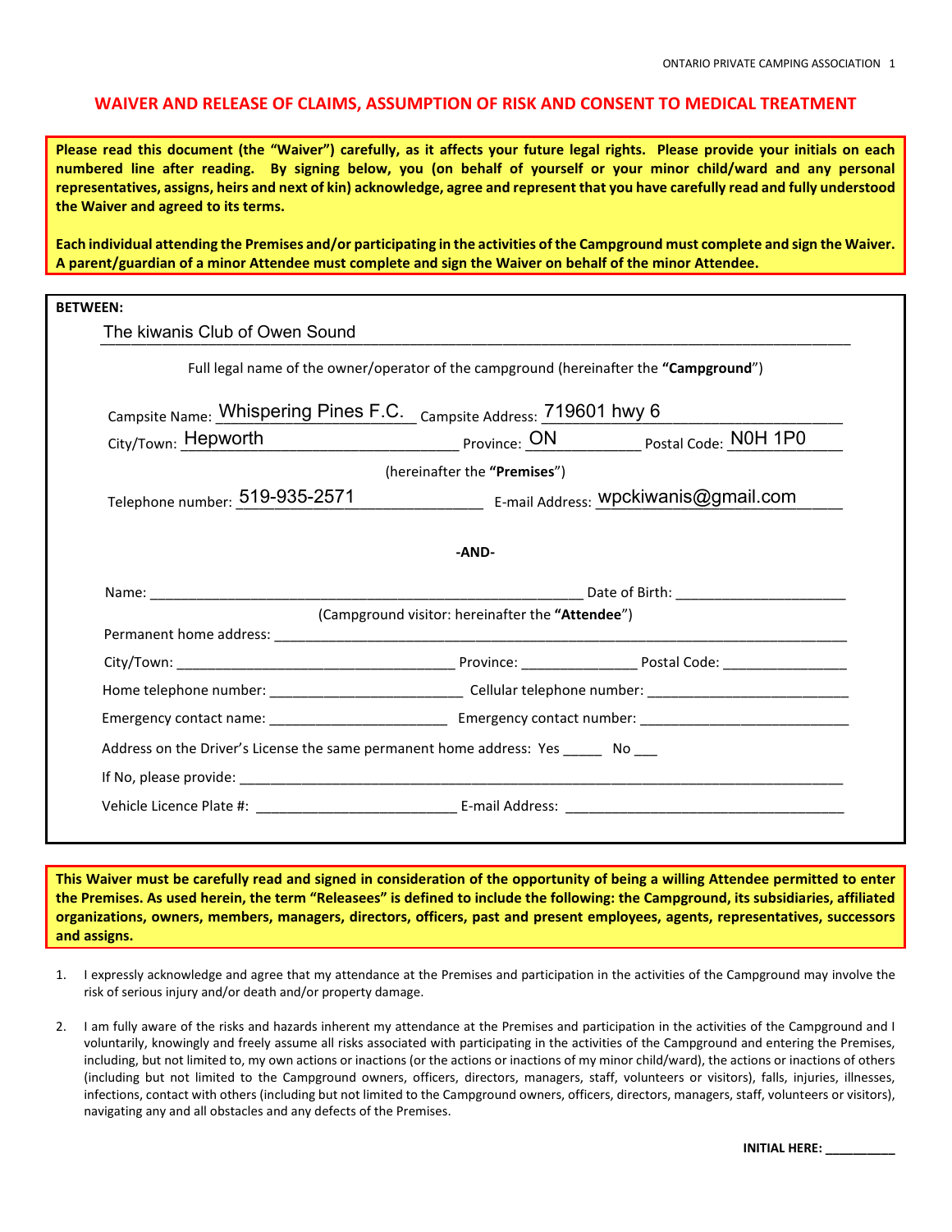# WAIVER AND RELEASE OF CLAIMS, ASSUMPTION OF RISK AND CONSENT TO MEDICAL TREATMENT

**Please read this document (the "Waiver") carefully, as it affects your future legal rights. Please provide your initials on each numbered line after reading. By signing below, you (on behalf of yourself or your minor child/ward and any personal representatives, assigns, heirs and next of kin) acknowledge, agree and represent that you have carefully read and fully understood the Waiver and agreed to its terms.**

**Each individual attending the Premises and/or participating in the activities of the Campground must complete and sign the Waiver. A parent/guardian of a minor Attendee must complete and sign the Waiver on behalf of the minor Attendee.**

**BETWEEN:**

The kiwanis Club of Owen Sound

Full legal name of the owner/operator of the campground (hereinafter the "**Campground**")

Campsite Name: Whispering Pines F.C. Campsite Address: 719601 hwy 6

City/Town: Hepworth Province: ON Postal Code: N0H 1P0

(hereinafter the "**Premises**")

Telephone number: 519-935-2571 E-mail Address: wpckiwanis@gmail.com

**-AND-**

Name: ______________________________ Date of Birth: ____________________

(Campground visitor: hereinafter the "**Attendee**")

Permanent home address: ______________________________

City/Town: ____________________ Province: ______________ Postal Code: ______________

Home telephone number: ____________________ Cellular telephone number: ____________________

Emergency contact name: ____________________ Emergency contact number: ____________________

Address on the Driver's License the same permanent home address: Yes _____ No ___

If No, please provide: ______________________________

Vehicle Licence Plate #: ____________________ E-mail Address: ____________________

**This Waiver must be carefully read and signed in consideration of the opportunity of being a willing Attendee permitted to enter the Premises. As used herein, the term "Releasees" is defined to include the following: the Campground, its subsidiaries, affiliated organizations, owners, members, managers, directors, officers, past and present employees, agents, representatives, successors and assigns.**

1. I expressly acknowledge and agree that my attendance at the Premises and participation in the activities of the Campground may involve the risk of serious injury and/or death and/or property damage.

2. I am fully aware of the risks and hazards inherent my attendance at the Premises and participation in the activities of the Campground and I voluntarily, knowingly and freely assume all risks associated with participating in the activities of the Campground and entering the Premises, including, but not limited to, my own actions or inactions (or the actions or inactions of my minor child/ward), the actions or inactions of others (including but not limited to the Campground owners, officers, directors, managers, staff, volunteers or visitors), falls, injuries, illnesses, infections, contact with others (including but not limited to the Campground owners, officers, directors, managers, staff, volunteers or visitors), navigating any and all obstacles and any defects of the Premises.

**INITIAL HERE: __________**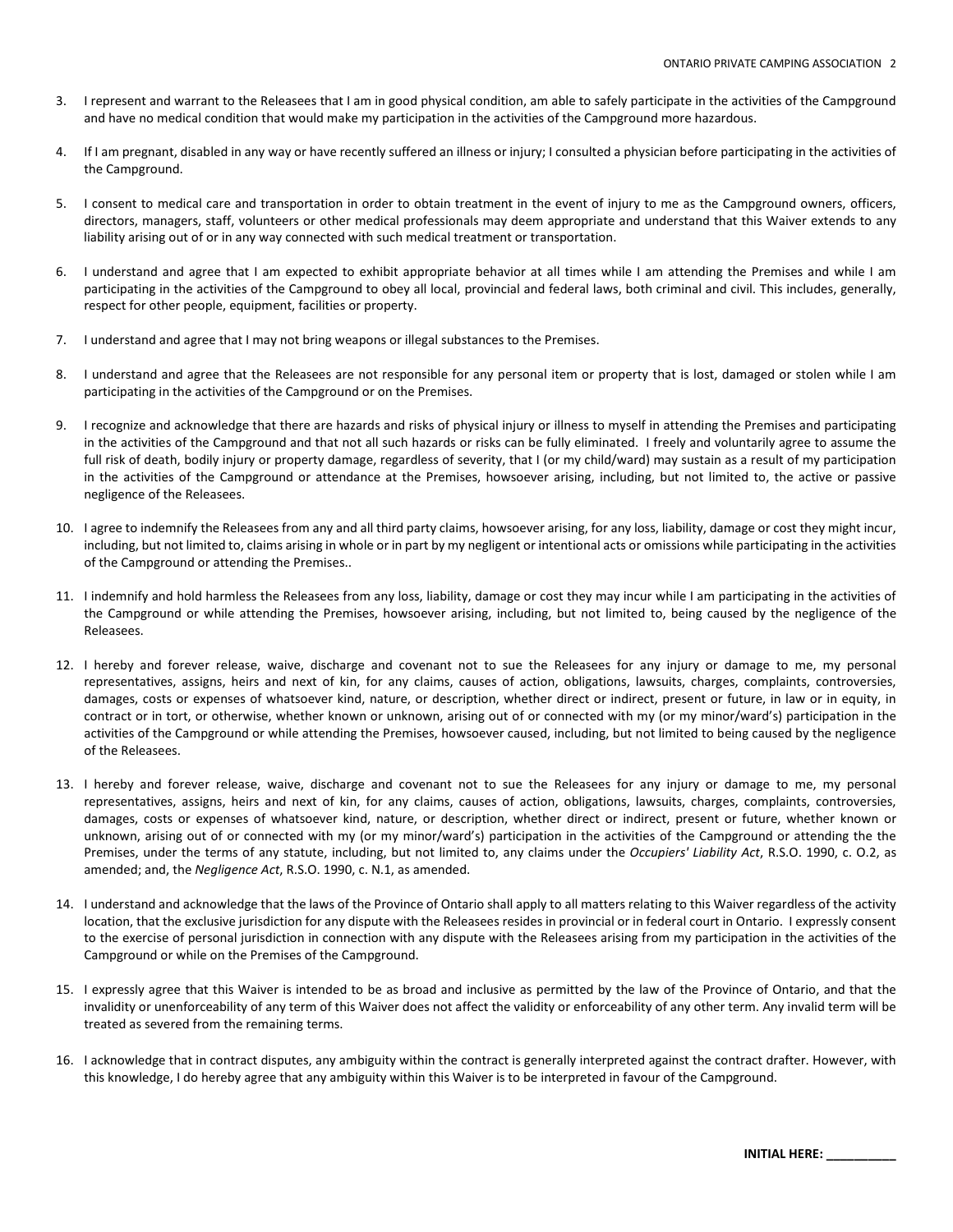3. I represent and warrant to the Releasees that I am in good physical condition, am able to safely participate in the activities of the Campground and have no medical condition that would make my participation in the activities of the Campground more hazardous.

4. If I am pregnant, disabled in any way or have recently suffered an illness or injury; I consulted a physician before participating in the activities of the Campground.

5. I consent to medical care and transportation in order to obtain treatment in the event of injury to me as the Campground owners, officers, directors, managers, staff, volunteers or other medical professionals may deem appropriate and understand that this Waiver extends to any liability arising out of or in any way connected with such medical treatment or transportation.

6. I understand and agree that I am expected to exhibit appropriate behavior at all times while I am attending the Premises and while I am participating in the activities of the Campground to obey all local, provincial and federal laws, both criminal and civil. This includes, generally, respect for other people, equipment, facilities or property.

7. I understand and agree that I may not bring weapons or illegal substances to the Premises.

8. I understand and agree that the Releasees are not responsible for any personal item or property that is lost, damaged or stolen while I am participating in the activities of the Campground or on the Premises.

9. I recognize and acknowledge that there are hazards and risks of physical injury or illness to myself in attending the Premises and participating in the activities of the Campground and that not all such hazards or risks can be fully eliminated. I freely and voluntarily agree to assume the full risk of death, bodily injury or property damage, regardless of severity, that I (or my child/ward) may sustain as a result of my participation in the activities of the Campground or attendance at the Premises, howsoever arising, including, but not limited to, the active or passive negligence of the Releasees.

10. I agree to indemnify the Releasees from any and all third party claims, howsoever arising, for any loss, liability, damage or cost they might incur, including, but not limited to, claims arising in whole or in part by my negligent or intentional acts or omissions while participating in the activities of the Campground or attending the Premises..

11. I indemnify and hold harmless the Releasees from any loss, liability, damage or cost they may incur while I am participating in the activities of the Campground or while attending the Premises, howsoever arising, including, but not limited to, being caused by the negligence of the Releasees.

12. I hereby and forever release, waive, discharge and covenant not to sue the Releasees for any injury or damage to me, my personal representatives, assigns, heirs and next of kin, for any claims, causes of action, obligations, lawsuits, charges, complaints, controversies, damages, costs or expenses of whatsoever kind, nature, or description, whether direct or indirect, present or future, in law or in equity, in contract or in tort, or otherwise, whether known or unknown, arising out of or connected with my (or my minor/ward's) participation in the activities of the Campground or while attending the Premises, howsoever caused, including, but not limited to being caused by the negligence of the Releasees.

13. I hereby and forever release, waive, discharge and covenant not to sue the Releasees for any injury or damage to me, my personal representatives, assigns, heirs and next of kin, for any claims, causes of action, obligations, lawsuits, charges, complaints, controversies, damages, costs or expenses of whatsoever kind, nature, or description, whether direct or indirect, present or future, whether known or unknown, arising out of or connected with my (or my minor/ward's) participation in the activities of the Campground or attending the the Premises, under the terms of any statute, including, but not limited to, any claims under the *Occupiers' Liability Act*, R.S.O. 1990, c. O.2, as amended; and, the *Negligence Act*, R.S.O. 1990, c. N.1, as amended.

14. I understand and acknowledge that the laws of the Province of Ontario shall apply to all matters relating to this Waiver regardless of the activity location, that the exclusive jurisdiction for any dispute with the Releasees resides in provincial or in federal court in Ontario. I expressly consent to the exercise of personal jurisdiction in connection with any dispute with the Releasees arising from my participation in the activities of the Campground or while on the Premises of the Campground.

15. I expressly agree that this Waiver is intended to be as broad and inclusive as permitted by the law of the Province of Ontario, and that the invalidity or unenforceability of any term of this Waiver does not affect the validity or enforceability of any other term. Any invalid term will be treated as severed from the remaining terms.

16. I acknowledge that in contract disputes, any ambiguity within the contract is generally interpreted against the contract drafter. However, with this knowledge, I do hereby agree that any ambiguity within this Waiver is to be interpreted in favour of the Campground.

**INITIAL HERE: \_\_\_\_\_\_\_\_\_\_**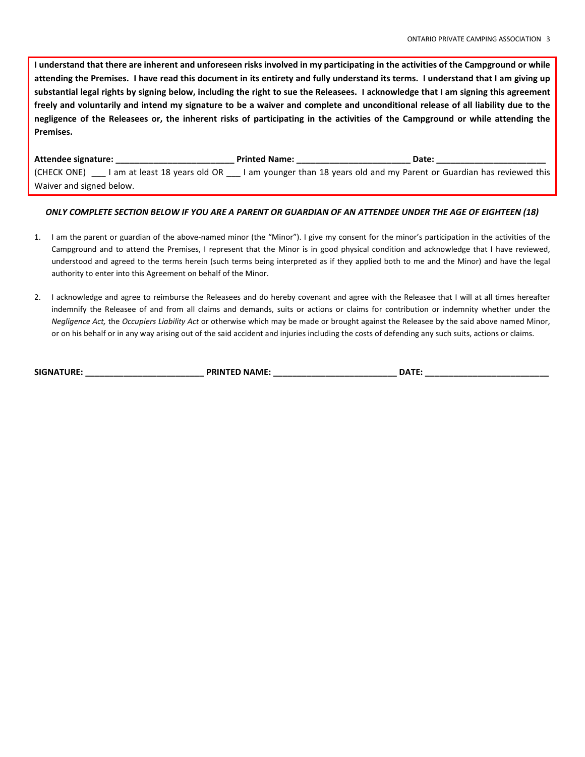**I understand that there are inherent and unforeseen risks involved in my participating in the activities of the Campground or while attending the Premises. I have read this document in its entirety and fully understand its terms. I understand that I am giving up substantial legal rights by signing below, including the right to sue the Releasees. I acknowledge that I am signing this agreement freely and voluntarily and intend my signature to be a waiver and complete and unconditional release of all liability due to the negligence of the Releasees or, the inherent risks of participating in the activities of the Campground or while attending the Premises.**

**Attendee signature: ________________________ Printed Name: ________________________ Date: ______________________**

(CHECK ONE) ___ I am at least 18 years old OR ___ I am younger than 18 years old and my Parent or Guardian has reviewed this Waiver and signed below.

***ONLY COMPLETE SECTION BELOW IF YOU ARE A PARENT OR GUARDIAN OF AN ATTENDEE UNDER THE AGE OF EIGHTEEN (18)***

1. I am the parent or guardian of the above-named minor (the "Minor"). I give my consent for the minor's participation in the activities of the Campground and to attend the Premises, I represent that the Minor is in good physical condition and acknowledge that I have reviewed, understood and agreed to the terms herein (such terms being interpreted as if they applied both to me and the Minor) and have the legal authority to enter into this Agreement on behalf of the Minor.

2. I acknowledge and agree to reimburse the Releasees and do hereby covenant and agree with the Releasee that I will at all times hereafter indemnify the Releasee of and from all claims and demands, suits or actions or claims for contribution or indemnity whether under the *Negligence Act,* the *Occupiers Liability Act* or otherwise which may be made or brought against the Releasee by the said above named Minor, or on his behalf or in any way arising out of the said accident and injuries including the costs of defending any such suits, actions or claims.

**SIGNATURE: _________________________ PRINTED NAME: _________________________ DATE: _________________________**